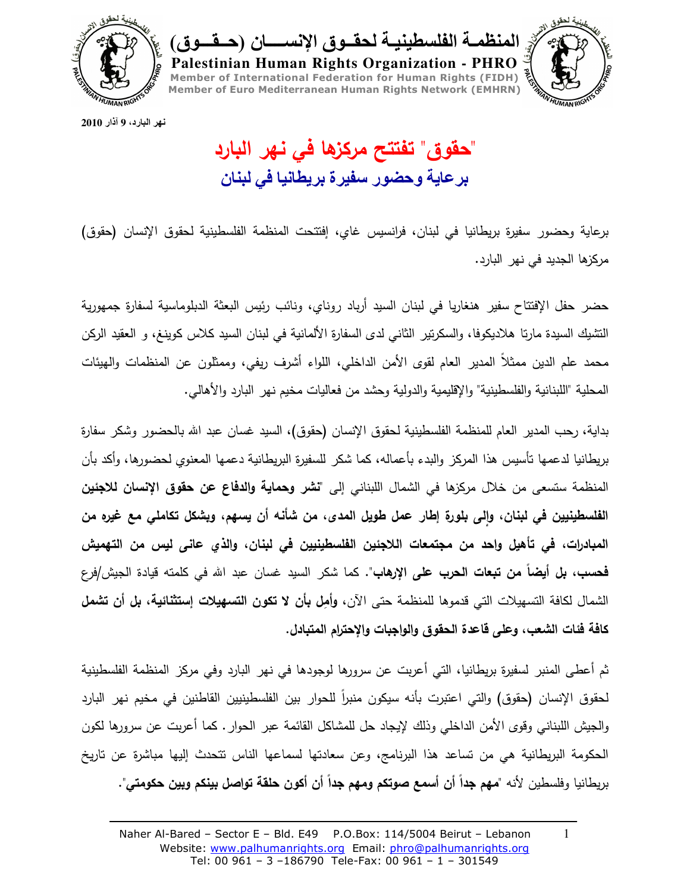**المنظمة الفلسطينية لحقوق الإنسان (حقوق)**

**Palestinian Human Rights Organization - PHRO**

**Member of International Federation for Human Rights (FIDH)**

**Member of Euro Mediterranean Human Rights Network (EMHRN)**

**نهر البارد، 9 آذار 2010**

# "حقوق" تفتتح مركزها في نهر البارد

## برعاية وحضور سفيرة بريطانيا في لبنان

برعاية وحضور سفيرة بريطانيا في لبنان، فرانسيس غاي، إفتتحت المنظمة الفلسطينية لحقوق الإنسان (حقوق) مركزها الجديد في نهر البارد.

حضر حفل الإفتتاح سفير هنغاريا في لبنان السيد أرباد روناي، ونائب رئيس البعثة الدبلوماسية لسفارة جمهورية التشيك السيدة مارتا هلاديكوفا، والسكرتير الثاني لدى السفارة الألمانية في لبنان السيد كلاس كوينغ، و العقيد الركن محمد علم الدين ممثلاً المدير العام لقوى الأمن الداخلي، اللواء أشرف ريفي، وممثلون عن المنظمات والهيئات المحلية "اللبنانية والفلسطينية" والإقليمية والدولية وحشد من فعاليات مخيم نهر البارد والأهالي.

بداية، رحب المدير العام للمنظمة الفلسطينية لحقوق الإنسان (حقوق)، السيد غسان عبد الله بالحضور وشكر سفارة بريطانيا لدعمها تأسيس هذا المركز والبدء بأعماله، كما شكر للسفيرة البريطانية دعمها المعنوي لحضورها، وأكد بأن المنظمة ستسعى من خلال مركزها في الشمال اللبناني إلى "**نشر وحماية والدفاع عن حقوق الإنسان للاجئين الفلسطينيين في لبنان، وإلى بلورة إطار عمل طويل المدى، من شأنه أن يسهم، وبشكل تكاملي مع غيره من المبادرات، في تأهيل واحد من مجتمعات اللاجئين الفلسطينيين في لبنان، والذي عانى ليس من التهميش فحسب، بل أيضاً من تبعات الحرب على الإرهاب**". كما شكر السيد غسان عبد الله في كلمته قيادة الجيش/فرع الشمال لكافة التسهيلات التي قدموها للمنظمة حتى الآن، **وأمِل بأن لا تكون التسهيلات إستثنائية، بل أن تشمل كافة فئات الشعب، وعلى قاعدة الحقوق والواجبات والإحترام المتبادل.**

ثم أعطى المنبر لسفيرة بريطانيا، التي أعربت عن سرورها لوجودها في نهر البارد وفي مركز المنظمة الفلسطينية لحقوق الإنسان (حقوق) والتي اعتبرت بأنه سيكون منبراً للحوار بين الفلسطينيين القاطنين في مخيم نهر البارد والجيش اللبناني وقوى الأمن الداخلي وذلك لإيجاد حل للمشاكل القائمة عبر الحوار. كما أعربت عن سرورها لكون الحكومة البريطانية هي من تساعد هذا البرنامج، وعن سعادتها لسماعها الناس تتحدث إليها مباشرة عن تاريخ بريطانيا وفلسطين لأنه "**مهم جداً أن أسمع صوتكم ومهم جداً أن أكون حلقة تواصل بينكم وبين حكومتي**".

Naher Al-Bared – Sector E – Bld. E49 P.O.Box: 114/5004 Beirut – Lebanon
Website: www.palhumanrights.org Email: phro@palhumanrights.org
Tel: 00 961 – 3 –186790 Tele-Fax: 00 961 – 1 – 301549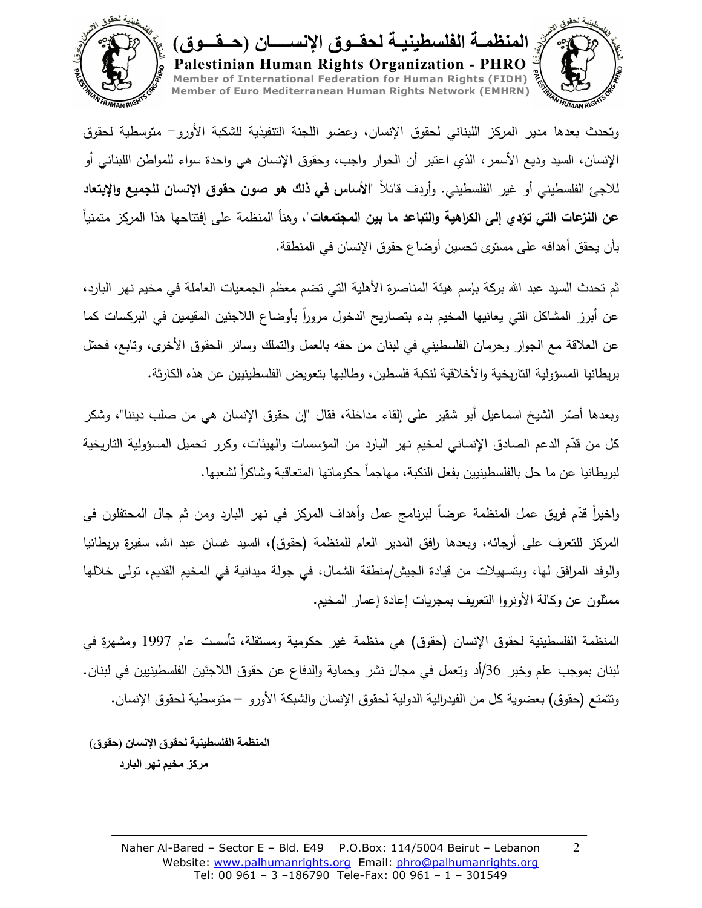وتحدث بعدها مدير المركز اللبناني لحقوق الإنسان، وعضو اللجنة التنفيذية للشكبة الأورو– متوسطية لحقوق الإنسان، السيد وديع الأسمر، الذي اعتبر أن الحوار واجب، وحقوق الإنسان هي واحدة سواء للمواطن اللبناني أو للاجئ الفلسطيني أو غير الفلسطيني. وأردف قائلاً "**الأساس في ذلك هو صون حقوق الإنسان للجميع والإبتعاد عن النزعات التي تؤدي إلى الكراهية والتباعد ما بين المجتمعات**"، وهنأ المنظمة على إفتتاحها هذا المركز متمنياً بأن يحقق أهدافه على مستوى تحسين أوضاع حقوق الإنسان في المنطقة.

ثم تحدث السيد عبد الله بركة بإسم هيئة المناصرة الأهلية التي تضم معظم الجمعيات العاملة في مخيم نهر البارد، عن أبرز المشاكل التي يعانيها المخيم بدء بتصاريح الدخول مروراً بأوضاع اللاجئين المقيمين في البركسات كما عن العلاقة مع الجوار وحرمان الفلسطيني في لبنان من حقه بالعمل والتملك وسائر الحقوق الأخرى، وتابع، فحمّل بريطانيا المسؤولية التاريخية والأخلاقية لنكبة فلسطين، وطالبها بتعويض الفلسطينيين عن هذه الكارثة.

وبعدها أصّر الشيخ اسماعيل أبو شقير على إلقاء مداخلة، فقال "إن حقوق الإنسان هي من صلب ديننا"، وشكر كل من قدّم الدعم الصادق الإنساني لمخيم نهر البارد من المؤسسات والهيئات، وكرر تحميل المسؤولية التاريخية لبريطانيا عن ما حل بالفلسطينيين بفعل النكبة، مهاجماً حكوماتها المتعاقبة وشاكراً لشعبها.

واخيراً قدّم فريق عمل المنظمة عرضاً لبرنامج عمل وأهداف المركز في نهر البارد ومن ثم جال المحتفلون في المركز للتعرف على أرجائه، وبعدها رافق المدير العام للمنظمة (حقوق)، السيد غسان عبد الله، سفيرة بريطانيا والوفد المرافق لها، وبتسهيلات من قيادة الجيش/منطقة الشمال، في جولة ميدانية في المخيم القديم، تولى خلالها ممثلون عن وكالة الأونروا التعريف بمجريات إعادة إعمار المخيم.

المنظمة الفلسطينية لحقوق الإنسان (حقوق) هي منظمة غير حكومية ومستقلة، تأسست عام 1997 ومشهرة في لبنان بموجب علم وخبر 36/أد وتعمل في مجال نشر وحماية والدفاع عن حقوق اللاجئين الفلسطينيين في لبنان. وتتمتع (حقوق) بعضوية كل من الفيدرالية الدولية لحقوق الإنسان والشبكة الأورو – متوسطية لحقوق الإنسان.

**المنظمة الفلسطينية لحقوق الإنسان (حقوق)**
**مركز مخيم نهر البارد**